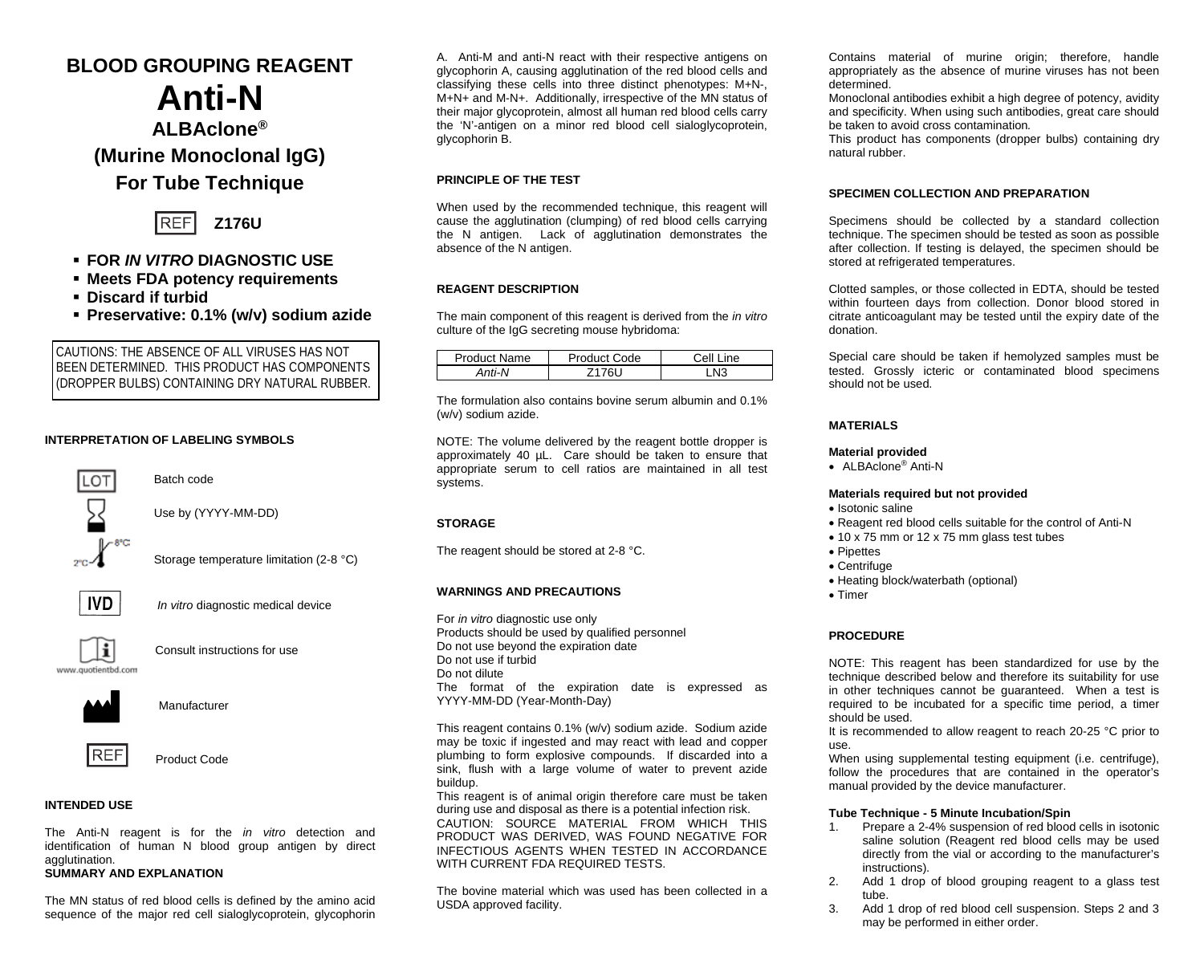# BLOOD GROUPING REAGENT

# Anti-N

## ALBAclone®

## (Murine Monoclonal IgG)

## For Tube Technique

REF **Z176U**

- **FOR *IN VITRO* DIAGNOSTIC USE**
- **Meets FDA potency requirements**
- **Discard if turbid**
- **Preservative: 0.1% (w/v) sodium azide**

CAUTIONS: THE ABSENCE OF ALL VIRUSES HAS NOT BEEN DETERMINED. THIS PRODUCT HAS COMPONENTS (DROPPER BULBS) CONTAINING DRY NATURAL RUBBER.

**INTERPRETATION OF LABELING SYMBOLS**

LOT — Batch code

Use by (YYYY-MM-DD)

2°C–8°C — Storage temperature limitation (2-8 °C)

IVD — *In vitro* diagnostic medical device

www.quotientbd.com — Consult instructions for use

Manufacturer

REF — Product Code

**INTENDED USE**

The Anti-N reagent is for the *in vitro* detection and identification of human N blood group antigen by direct agglutination.

**SUMMARY AND EXPLANATION**

The MN status of red blood cells is defined by the amino acid sequence of the major red cell sialoglycoprotein, glycophorin A. Anti-M and anti-N react with their respective antigens on glycophorin A, causing agglutination of the red blood cells and classifying these cells into three distinct phenotypes: M+N-, M+N+ and M-N+. Additionally, irrespective of the MN status of their major glycoprotein, almost all human red blood cells carry the 'N'-antigen on a minor red blood cell sialoglycoprotein, glycophorin B.

**PRINCIPLE OF THE TEST**

When used by the recommended technique, this reagent will cause the agglutination (clumping) of red blood cells carrying the N antigen. Lack of agglutination demonstrates the absence of the N antigen.

**REAGENT DESCRIPTION**

The main component of this reagent is derived from the *in vitro* culture of the IgG secreting mouse hybridoma:

| Product Name | Product Code | Cell Line |
|---|---|---|
| *Anti-N* | Z176U | LN3 |

The formulation also contains bovine serum albumin and 0.1% (w/v) sodium azide.

NOTE: The volume delivered by the reagent bottle dropper is approximately 40 µL. Care should be taken to ensure that appropriate serum to cell ratios are maintained in all test systems.

**STORAGE**

The reagent should be stored at 2-8 °C.

**WARNINGS AND PRECAUTIONS**

For *in vitro* diagnostic use only
Products should be used by qualified personnel
Do not use beyond the expiration date
Do not use if turbid
Do not dilute
The format of the expiration date is expressed as YYYY-MM-DD (Year-Month-Day)

This reagent contains 0.1% (w/v) sodium azide. Sodium azide may be toxic if ingested and may react with lead and copper plumbing to form explosive compounds. If discarded into a sink, flush with a large volume of water to prevent azide buildup.

This reagent is of animal origin therefore care must be taken during use and disposal as there is a potential infection risk.

CAUTION: SOURCE MATERIAL FROM WHICH THIS PRODUCT WAS DERIVED, WAS FOUND NEGATIVE FOR INFECTIOUS AGENTS WHEN TESTED IN ACCORDANCE WITH CURRENT FDA REQUIRED TESTS.

The bovine material which was used has been collected in a USDA approved facility.

Contains material of murine origin; therefore, handle appropriately as the absence of murine viruses has not been determined.

Monoclonal antibodies exhibit a high degree of potency, avidity and specificity. When using such antibodies, great care should be taken to avoid cross contamination.

This product has components (dropper bulbs) containing dry natural rubber.

**SPECIMEN COLLECTION AND PREPARATION**

Specimens should be collected by a standard collection technique. The specimen should be tested as soon as possible after collection. If testing is delayed, the specimen should be stored at refrigerated temperatures.

Clotted samples, or those collected in EDTA, should be tested within fourteen days from collection. Donor blood stored in citrate anticoagulant may be tested until the expiry date of the donation.

Special care should be taken if hemolyzed samples must be tested. Grossly icteric or contaminated blood specimens should not be used.

**MATERIALS**

**Material provided**

- ALBAclone® Anti-N

**Materials required but not provided**

- Isotonic saline
- Reagent red blood cells suitable for the control of Anti-N
- 10 x 75 mm or 12 x 75 mm glass test tubes
- Pipettes
- Centrifuge
- Heating block/waterbath (optional)
- Timer

**PROCEDURE**

NOTE: This reagent has been standardized for use by the technique described below and therefore its suitability for use in other techniques cannot be guaranteed. When a test is required to be incubated for a specific time period, a timer should be used.

It is recommended to allow reagent to reach 20-25 °C prior to use.

When using supplemental testing equipment (i.e. centrifuge), follow the procedures that are contained in the operator's manual provided by the device manufacturer.

**Tube Technique - 5 Minute Incubation/Spin**

1. Prepare a 2-4% suspension of red blood cells in isotonic saline solution (Reagent red blood cells may be used directly from the vial or according to the manufacturer's instructions).
2. Add 1 drop of blood grouping reagent to a glass test tube.
3. Add 1 drop of red blood cell suspension. Steps 2 and 3 may be performed in either order.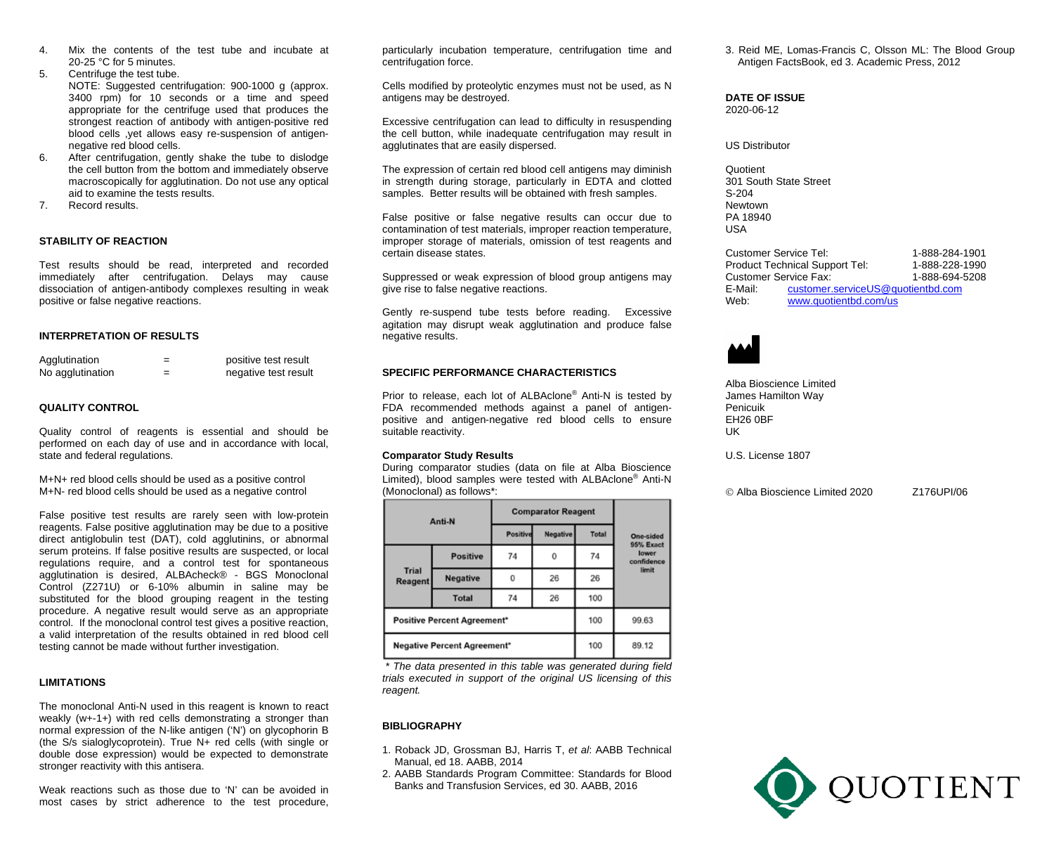4. Mix the contents of the test tube and incubate at 20-25 °C for 5 minutes.
5. Centrifuge the test tube.
   NOTE: Suggested centrifugation: 900-1000 g (approx. 3400 rpm) for 10 seconds or a time and speed appropriate for the centrifuge used that produces the strongest reaction of antibody with antigen-positive red blood cells ,yet allows easy re-suspension of antigen-negative red blood cells.
6. After centrifugation, gently shake the tube to dislodge the cell button from the bottom and immediately observe macroscopically for agglutination. Do not use any optical aid to examine the tests results.
7. Record results.

### STABILITY OF REACTION

Test results should be read, interpreted and recorded immediately after centrifugation. Delays may cause dissociation of antigen-antibody complexes resulting in weak positive or false negative reactions.

### INTERPRETATION OF RESULTS

| | | |
|---|---|---|
| Agglutination | = | positive test result |
| No agglutination | = | negative test result |

### QUALITY CONTROL

Quality control of reagents is essential and should be performed on each day of use and in accordance with local, state and federal regulations.

M+N+ red blood cells should be used as a positive control
M+N- red blood cells should be used as a negative control

False positive test results are rarely seen with low-protein reagents. False positive agglutination may be due to a positive direct antiglobulin test (DAT), cold agglutinins, or abnormal serum proteins. If false positive results are suspected, or local regulations require, and a control test for spontaneous agglutination is desired, ALBAcheck® - BGS Monoclonal Control (Z271U) or 6-10% albumin in saline may be substituted for the blood grouping reagent in the testing procedure. A negative result would serve as an appropriate control. If the monoclonal control test gives a positive reaction, a valid interpretation of the results obtained in red blood cell testing cannot be made without further investigation.

### LIMITATIONS

The monoclonal Anti-N used in this reagent is known to react weakly (w+-1+) with red cells demonstrating a stronger than normal expression of the N-like antigen ('N') on glycophorin B (the S/s sialoglycoprotein). True N+ red cells (with single or double dose expression) would be expected to demonstrate stronger reactivity with this antisera.

Weak reactions such as those due to 'N' can be avoided in most cases by strict adherence to the test procedure, particularly incubation temperature, centrifugation time and centrifugation force.

Cells modified by proteolytic enzymes must not be used, as N antigens may be destroyed.

Excessive centrifugation can lead to difficulty in resuspending the cell button, while inadequate centrifugation may result in agglutinates that are easily dispersed.

The expression of certain red blood cell antigens may diminish in strength during storage, particularly in EDTA and clotted samples. Better results will be obtained with fresh samples.

False positive or false negative results can occur due to contamination of test materials, improper reaction temperature, improper storage of materials, omission of test reagents and certain disease states.

Suppressed or weak expression of blood group antigens may give rise to false negative reactions.

Gently re-suspend tube tests before reading. Excessive agitation may disrupt weak agglutination and produce false negative results.

### SPECIFIC PERFORMANCE CHARACTERISTICS

Prior to release, each lot of ALBAclone® Anti-N is tested by FDA recommended methods against a panel of antigen-positive and antigen-negative red blood cells to ensure suitable reactivity.

**Comparator Study Results**
During comparator studies (data on file at Alba Bioscience Limited), blood samples were tested with ALBAclone® Anti-N (Monoclonal) as follows*:

| Anti-N | | Comparator Reagent | | | One-sided 95% Exact lower confidence limit |
|---|---|---|---|---|---|
| | | Positive | Negative | Total | |
| Trial Reagent | Positive | 74 | 0 | 74 | |
| | Negative | 0 | 26 | 26 | |
| | Total | 74 | 26 | 100 | |
| Positive Percent Agreement* | | | | 100 | 99.63 |
| Negative Percent Agreement* | | | | 100 | 89.12 |

*\* The data presented in this table was generated during field trials executed in support of the original US licensing of this reagent.*

### BIBLIOGRAPHY

1. Roback JD, Grossman BJ, Harris T, *et al*: AABB Technical Manual, ed 18. AABB, 2014
2. AABB Standards Program Committee: Standards for Blood Banks and Transfusion Services, ed 30. AABB, 2016
3. Reid ME, Lomas-Francis C, Olsson ML: The Blood Group Antigen FactsBook, ed 3. Academic Press, 2012

### DATE OF ISSUE

2020-06-12

US Distributor

Quotient
301 South State Street
S-204
Newtown
PA 18940
USA

| | |
|---|---|
| Customer Service Tel: | 1-888-284-1901 |
| Product Technical Support Tel: | 1-888-228-1990 |
| Customer Service Fax: | 1-888-694-5208 |
| E-Mail: | customer.serviceUS@quotientbd.com |
| Web: | www.quotientbd.com/us |

Alba Bioscience Limited
James Hamilton Way
Penicuik
EH26 0BF
UK

U.S. License 1807

© Alba Bioscience Limited 2020 Z176UPI/06

QUOTIENT